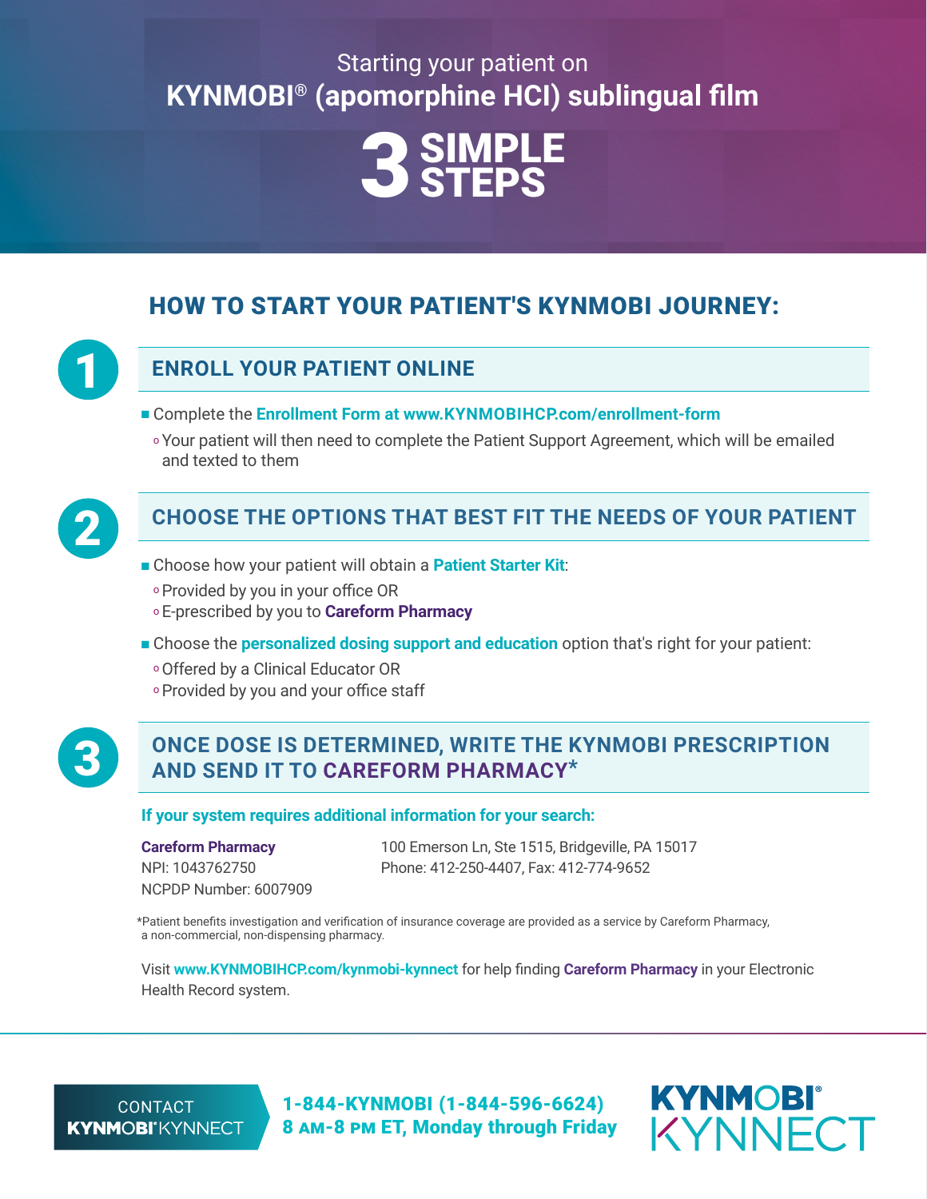Starting your patient on

# KYNMOBI® (apomorphine HCl) sublingual film

# 3 SIMPLE STEPS

## HOW TO START YOUR PATIENT'S KYNMOBI JOURNEY:

### 1 ENROLL YOUR PATIENT ONLINE

- Complete the **Enrollment Form at www.KYNMOBIHCP.com/enrollment-form**
  - Your patient will then need to complete the Patient Support Agreement, which will be emailed and texted to them

### 2 CHOOSE THE OPTIONS THAT BEST FIT THE NEEDS OF YOUR PATIENT

- Choose how your patient will obtain a **Patient Starter Kit**:
  - Provided by you in your office OR
  - E-prescribed by you to **Careform Pharmacy**
- Choose the **personalized dosing support and education** option that's right for your patient:
  - Offered by a Clinical Educator OR
  - Provided by you and your office staff

### 3 ONCE DOSE IS DETERMINED, WRITE THE KYNMOBI PRESCRIPTION AND SEND IT TO CAREFORM PHARMACY*

**If your system requires additional information for your search:**

**Careform Pharmacy**
NPI: 1043762750
NCPDP Number: 6007909

100 Emerson Ln, Ste 1515, Bridgeville, PA 15017
Phone: 412-250-4407, Fax: 412-774-9652

*Patient benefits investigation and verification of insurance coverage are provided as a service by Careform Pharmacy, a non-commercial, non-dispensing pharmacy.

Visit **www.KYNMOBIHCP.com/kynmobi-kynnect** for help finding **Careform Pharmacy** in your Electronic Health Record system.

CONTACT KYNMOBI® KYNNECT

**1-844-KYNMOBI (1-844-596-6624)**
**8 AM-8 PM ET, Monday through Friday**

KYNMOBI® KYNNECT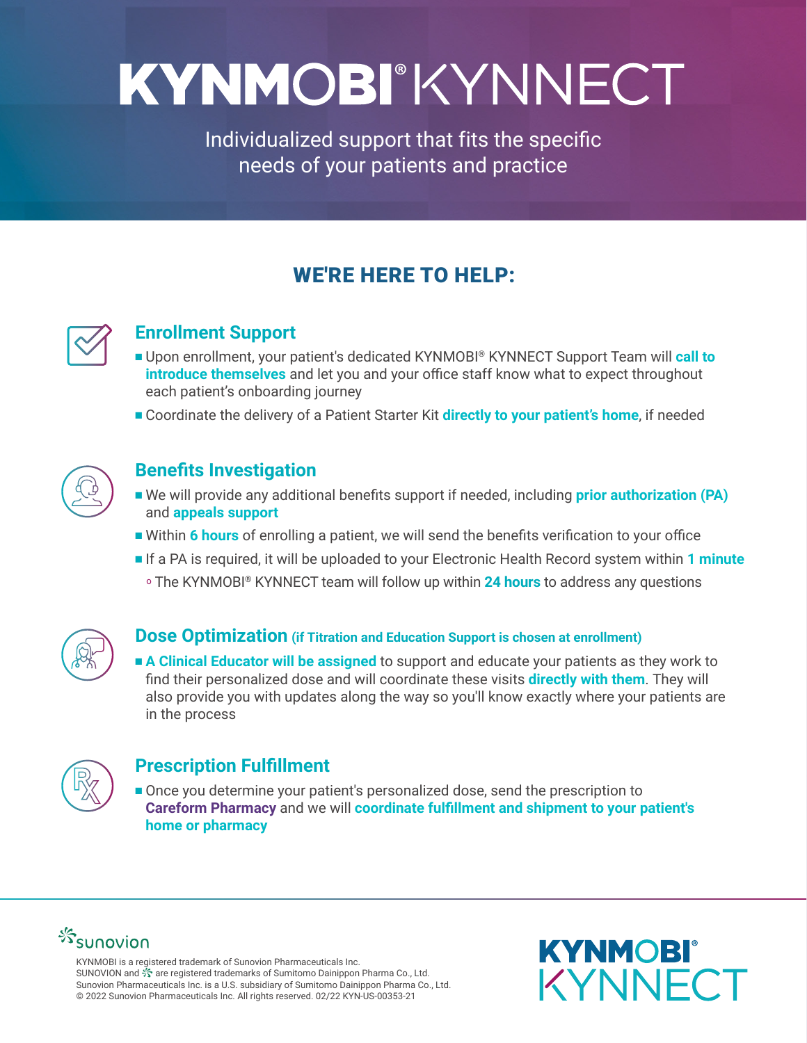# KYNMOBI® KYNNECT

Individualized support that fits the specific needs of your patients and practice

## WE'RE HERE TO HELP:

### Enrollment Support

- Upon enrollment, your patient's dedicated KYNMOBI® KYNNECT Support Team will **call to introduce themselves** and let you and your office staff know what to expect throughout each patient's onboarding journey
- Coordinate the delivery of a Patient Starter Kit **directly to your patient's home**, if needed

### Benefits Investigation

- We will provide any additional benefits support if needed, including **prior authorization (PA)** and **appeals support**
- Within **6 hours** of enrolling a patient, we will send the benefits verification to your office
- If a PA is required, it will be uploaded to your Electronic Health Record system within **1 minute**
  - The KYNMOBI® KYNNECT team will follow up within **24 hours** to address any questions

### Dose Optimization (if Titration and Education Support is chosen at enrollment)

- **A Clinical Educator will be assigned** to support and educate your patients as they work to find their personalized dose and will coordinate these visits **directly with them**. They will also provide you with updates along the way so you'll know exactly where your patients are in the process

### Prescription Fulfillment

- Once you determine your patient's personalized dose, send the prescription to **Careform Pharmacy** and we will **coordinate fulfillment and shipment to your patient's home or pharmacy**

sunovion

KYNMOBI is a registered trademark of Sunovion Pharmaceuticals Inc.
SUNOVION and are registered trademarks of Sumitomo Dainippon Pharma Co., Ltd.
Sunovion Pharmaceuticals Inc. is a U.S. subsidiary of Sumitomo Dainippon Pharma Co., Ltd.
© 2022 Sunovion Pharmaceuticals Inc. All rights reserved. 02/22 KYN-US-00353-21

KYNMOBI® KYNNECT